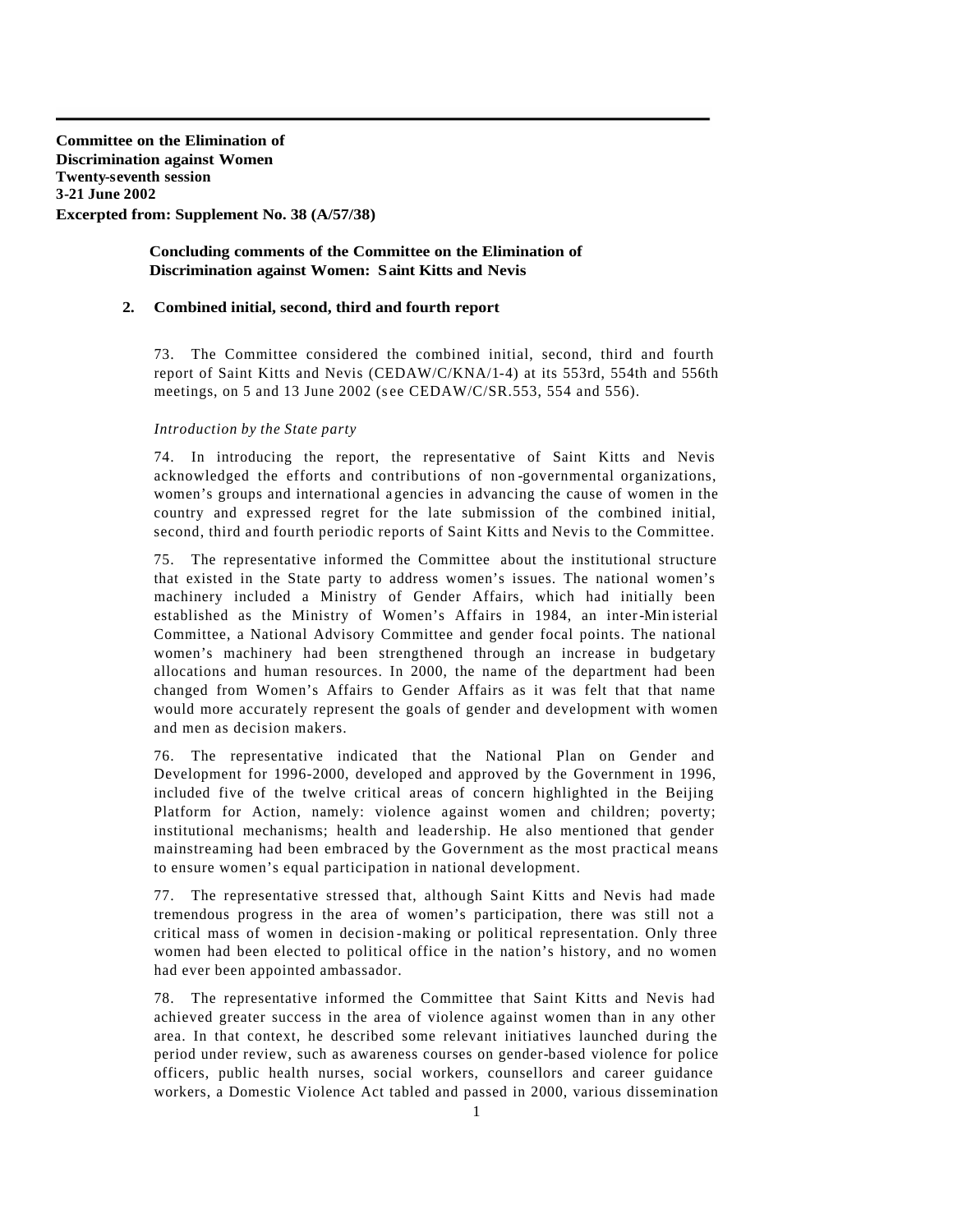**Committee on the Elimination of Discrimination against Women**
**Twenty-seventh session**
**3-21 June 2002**
**Excerpted from: Supplement No. 38 (A/57/38)**

## Concluding comments of the Committee on the Elimination of Discrimination against Women: Saint Kitts and Nevis

### 2. Combined initial, second, third and fourth report

73. The Committee considered the combined initial, second, third and fourth report of Saint Kitts and Nevis (CEDAW/C/KNA/1-4) at its 553rd, 554th and 556th meetings, on 5 and 13 June 2002 (see CEDAW/C/SR.553, 554 and 556).

*Introduction by the State party*

74. In introducing the report, the representative of Saint Kitts and Nevis acknowledged the efforts and contributions of non-governmental organizations, women's groups and international agencies in advancing the cause of women in the country and expressed regret for the late submission of the combined initial, second, third and fourth periodic reports of Saint Kitts and Nevis to the Committee.

75. The representative informed the Committee about the institutional structure that existed in the State party to address women's issues. The national women's machinery included a Ministry of Gender Affairs, which had initially been established as the Ministry of Women's Affairs in 1984, an inter-Ministerial Committee, a National Advisory Committee and gender focal points. The national women's machinery had been strengthened through an increase in budgetary allocations and human resources. In 2000, the name of the department had been changed from Women's Affairs to Gender Affairs as it was felt that that name would more accurately represent the goals of gender and development with women and men as decision makers.

76. The representative indicated that the National Plan on Gender and Development for 1996-2000, developed and approved by the Government in 1996, included five of the twelve critical areas of concern highlighted in the Beijing Platform for Action, namely: violence against women and children; poverty; institutional mechanisms; health and leadership. He also mentioned that gender mainstreaming had been embraced by the Government as the most practical means to ensure women's equal participation in national development.

77. The representative stressed that, although Saint Kitts and Nevis had made tremendous progress in the area of women's participation, there was still not a critical mass of women in decision-making or political representation. Only three women had been elected to political office in the nation's history, and no women had ever been appointed ambassador.

78. The representative informed the Committee that Saint Kitts and Nevis had achieved greater success in the area of violence against women than in any other area. In that context, he described some relevant initiatives launched during the period under review, such as awareness courses on gender-based violence for police officers, public health nurses, social workers, counsellors and career guidance workers, a Domestic Violence Act tabled and passed in 2000, various dissemination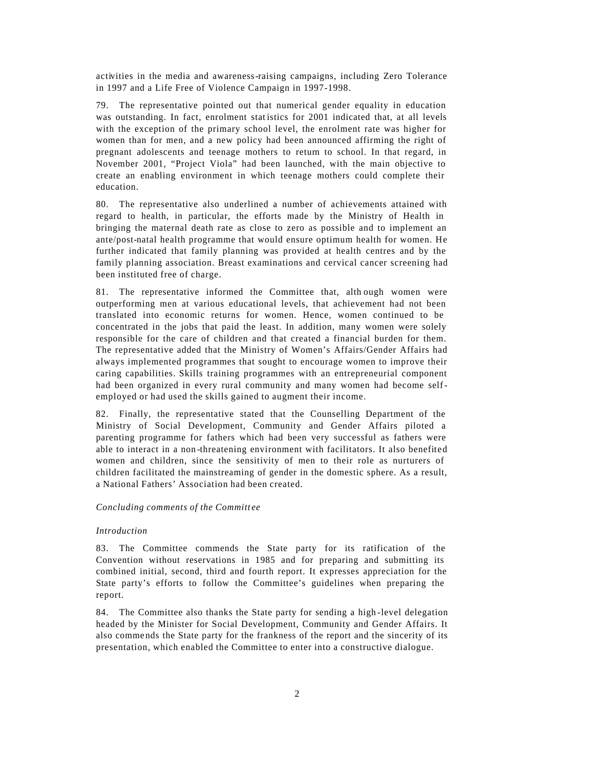activities in the media and awareness-raising campaigns, including Zero Tolerance in 1997 and a Life Free of Violence Campaign in 1997-1998.

79. The representative pointed out that numerical gender equality in education was outstanding. In fact, enrolment statistics for 2001 indicated that, at all levels with the exception of the primary school level, the enrolment rate was higher for women than for men, and a new policy had been announced affirming the right of pregnant adolescents and teenage mothers to return to school. In that regard, in November 2001, "Project Viola" had been launched, with the main objective to create an enabling environment in which teenage mothers could complete their education.

80. The representative also underlined a number of achievements attained with regard to health, in particular, the efforts made by the Ministry of Health in bringing the maternal death rate as close to zero as possible and to implement an ante/post-natal health programme that would ensure optimum health for women. He further indicated that family planning was provided at health centres and by the family planning association. Breast examinations and cervical cancer screening had been instituted free of charge.

81. The representative informed the Committee that, although women were outperforming men at various educational levels, that achievement had not been translated into economic returns for women. Hence, women continued to be concentrated in the jobs that paid the least. In addition, many women were solely responsible for the care of children and that created a financial burden for them. The representative added that the Ministry of Women's Affairs/Gender Affairs had always implemented programmes that sought to encourage women to improve their caring capabilities. Skills training programmes with an entrepreneurial component had been organized in every rural community and many women had become self-employed or had used the skills gained to augment their income.

82. Finally, the representative stated that the Counselling Department of the Ministry of Social Development, Community and Gender Affairs piloted a parenting programme for fathers which had been very successful as fathers were able to interact in a non-threatening environment with facilitators. It also benefited women and children, since the sensitivity of men to their role as nurturers of children facilitated the mainstreaming of gender in the domestic sphere. As a result, a National Fathers' Association had been created.

*Concluding comments of the Committee*

*Introduction*

83. The Committee commends the State party for its ratification of the Convention without reservations in 1985 and for preparing and submitting its combined initial, second, third and fourth report. It expresses appreciation for the State party's efforts to follow the Committee's guidelines when preparing the report.

84. The Committee also thanks the State party for sending a high-level delegation headed by the Minister for Social Development, Community and Gender Affairs. It also commends the State party for the frankness of the report and the sincerity of its presentation, which enabled the Committee to enter into a constructive dialogue.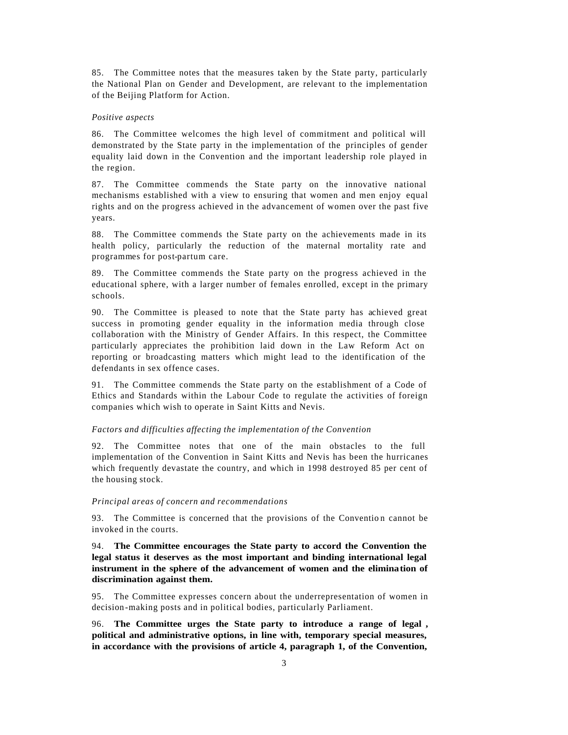85. The Committee notes that the measures taken by the State party, particularly the National Plan on Gender and Development, are relevant to the implementation of the Beijing Platform for Action.

*Positive aspects*

86. The Committee welcomes the high level of commitment and political will demonstrated by the State party in the implementation of the principles of gender equality laid down in the Convention and the important leadership role played in the region.

87. The Committee commends the State party on the innovative national mechanisms established with a view to ensuring that women and men enjoy equal rights and on the progress achieved in the advancement of women over the past five years.

88. The Committee commends the State party on the achievements made in its health policy, particularly the reduction of the maternal mortality rate and programmes for post-partum care.

89. The Committee commends the State party on the progress achieved in the educational sphere, with a larger number of females enrolled, except in the primary schools.

90. The Committee is pleased to note that the State party has achieved great success in promoting gender equality in the information media through close collaboration with the Ministry of Gender Affairs. In this respect, the Committee particularly appreciates the prohibition laid down in the Law Reform Act on reporting or broadcasting matters which might lead to the identification of the defendants in sex offence cases.

91. The Committee commends the State party on the establishment of a Code of Ethics and Standards within the Labour Code to regulate the activities of foreign companies which wish to operate in Saint Kitts and Nevis.

*Factors and difficulties affecting the implementation of the Convention*

92. The Committee notes that one of the main obstacles to the full implementation of the Convention in Saint Kitts and Nevis has been the hurricanes which frequently devastate the country, and which in 1998 destroyed 85 per cent of the housing stock.

*Principal areas of concern and recommendations*

93. The Committee is concerned that the provisions of the Convention cannot be invoked in the courts.

94. **The Committee encourages the State party to accord the Convention the legal status it deserves as the most important and binding international legal instrument in the sphere of the advancement of women and the elimination of discrimination against them.**

95. The Committee expresses concern about the underrepresentation of women in decision-making posts and in political bodies, particularly Parliament.

96. **The Committee urges the State party to introduce a range of legal, political and administrative options, in line with, temporary special measures, in accordance with the provisions of article 4, paragraph 1, of the Convention,**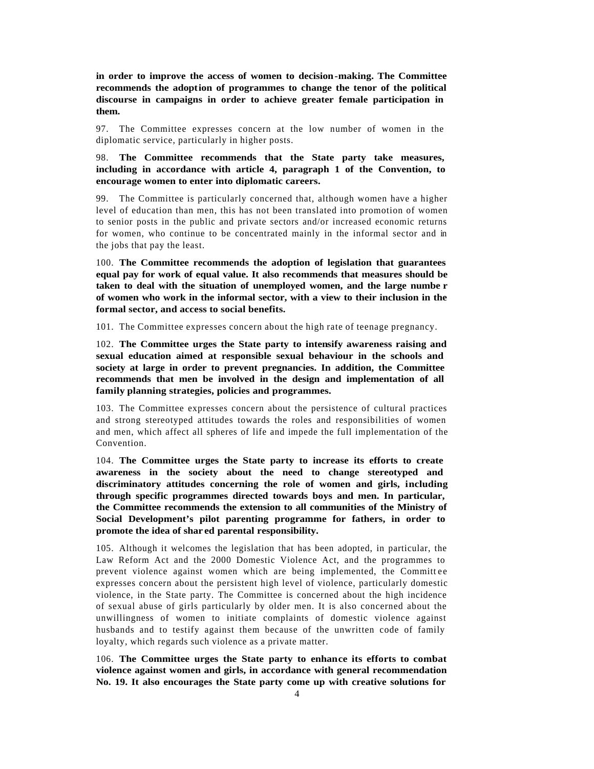**in order to improve the access of women to decision-making. The Committee recommends the adoption of programmes to change the tenor of the political discourse in campaigns in order to achieve greater female participation in them.**

97. The Committee expresses concern at the low number of women in the diplomatic service, particularly in higher posts.

98. **The Committee recommends that the State party take measures, including in accordance with article 4, paragraph 1 of the Convention, to encourage women to enter into diplomatic careers.**

99. The Committee is particularly concerned that, although women have a higher level of education than men, this has not been translated into promotion of women to senior posts in the public and private sectors and/or increased economic returns for women, who continue to be concentrated mainly in the informal sector and in the jobs that pay the least.

100. **The Committee recommends the adoption of legislation that guarantees equal pay for work of equal value. It also recommends that measures should be taken to deal with the situation of unemployed women, and the large number of women who work in the informal sector, with a view to their inclusion in the formal sector, and access to social benefits.**

101. The Committee expresses concern about the high rate of teenage pregnancy.

102. **The Committee urges the State party to intensify awareness raising and sexual education aimed at responsible sexual behaviour in the schools and society at large in order to prevent pregnancies. In addition, the Committee recommends that men be involved in the design and implementation of all family planning strategies, policies and programmes.**

103. The Committee expresses concern about the persistence of cultural practices and strong stereotyped attitudes towards the roles and responsibilities of women and men, which affect all spheres of life and impede the full implementation of the Convention.

104. **The Committee urges the State party to increase its efforts to create awareness in the society about the need to change stereotyped and discriminatory attitudes concerning the role of women and girls, including through specific programmes directed towards boys and men. In particular, the Committee recommends the extension to all communities of the Ministry of Social Development's pilot parenting programme for fathers, in order to promote the idea of shared parental responsibility.**

105. Although it welcomes the legislation that has been adopted, in particular, the Law Reform Act and the 2000 Domestic Violence Act, and the programmes to prevent violence against women which are being implemented, the Committee expresses concern about the persistent high level of violence, particularly domestic violence, in the State party. The Committee is concerned about the high incidence of sexual abuse of girls particularly by older men. It is also concerned about the unwillingness of women to initiate complaints of domestic violence against husbands and to testify against them because of the unwritten code of family loyalty, which regards such violence as a private matter.

106. **The Committee urges the State party to enhance its efforts to combat violence against women and girls, in accordance with general recommendation No. 19. It also encourages the State party come up with creative solutions for**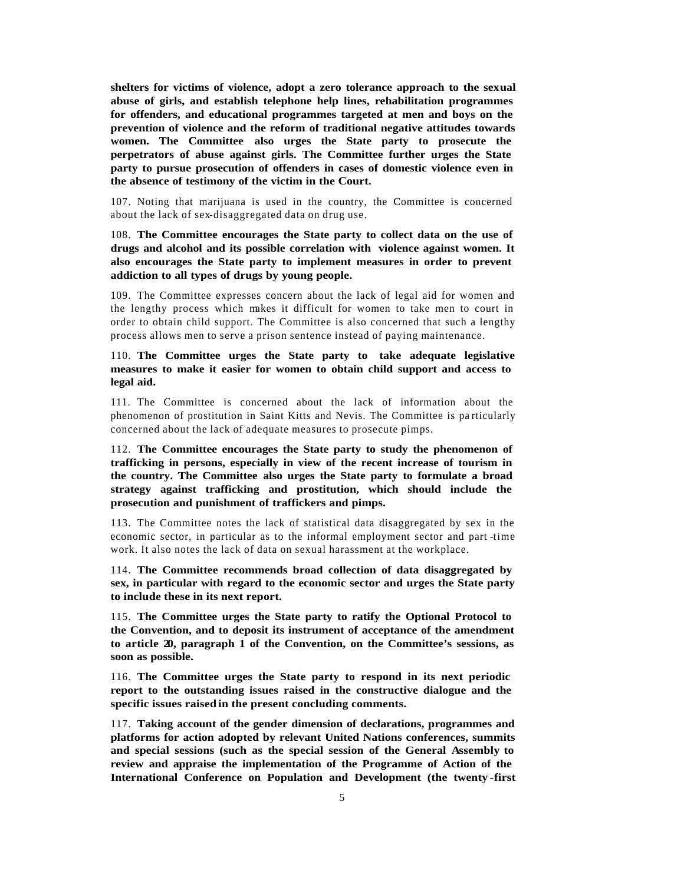**shelters for victims of violence, adopt a zero tolerance approach to the sexual abuse of girls, and establish telephone help lines, rehabilitation programmes for offenders, and educational programmes targeted at men and boys on the prevention of violence and the reform of traditional negative attitudes towards women. The Committee also urges the State party to prosecute the perpetrators of abuse against girls. The Committee further urges the State party to pursue prosecution of offenders in cases of domestic violence even in the absence of testimony of the victim in the Court.**

107. Noting that marijuana is used in the country, the Committee is concerned about the lack of sex-disaggregated data on drug use.

108. **The Committee encourages the State party to collect data on the use of drugs and alcohol and its possible correlation with violence against women. It also encourages the State party to implement measures in order to prevent addiction to all types of drugs by young people.**

109. The Committee expresses concern about the lack of legal aid for women and the lengthy process which makes it difficult for women to take men to court in order to obtain child support. The Committee is also concerned that such a lengthy process allows men to serve a prison sentence instead of paying maintenance.

110. **The Committee urges the State party to take adequate legislative measures to make it easier for women to obtain child support and access to legal aid.**

111. The Committee is concerned about the lack of information about the phenomenon of prostitution in Saint Kitts and Nevis. The Committee is particularly concerned about the lack of adequate measures to prosecute pimps.

112. **The Committee encourages the State party to study the phenomenon of trafficking in persons, especially in view of the recent increase of tourism in the country. The Committee also urges the State party to formulate a broad strategy against trafficking and prostitution, which should include the prosecution and punishment of traffickers and pimps.**

113. The Committee notes the lack of statistical data disaggregated by sex in the economic sector, in particular as to the informal employment sector and part-time work. It also notes the lack of data on sexual harassment at the workplace.

114. **The Committee recommends broad collection of data disaggregated by sex, in particular with regard to the economic sector and urges the State party to include these in its next report.**

115. **The Committee urges the State party to ratify the Optional Protocol to the Convention, and to deposit its instrument of acceptance of the amendment to article 20, paragraph 1 of the Convention, on the Committee's sessions, as soon as possible.**

116. **The Committee urges the State party to respond in its next periodic report to the outstanding issues raised in the constructive dialogue and the specific issues raised in the present concluding comments.**

117. **Taking account of the gender dimension of declarations, programmes and platforms for action adopted by relevant United Nations conferences, summits and special sessions (such as the special session of the General Assembly to review and appraise the implementation of the Programme of Action of the International Conference on Population and Development (the twenty-first**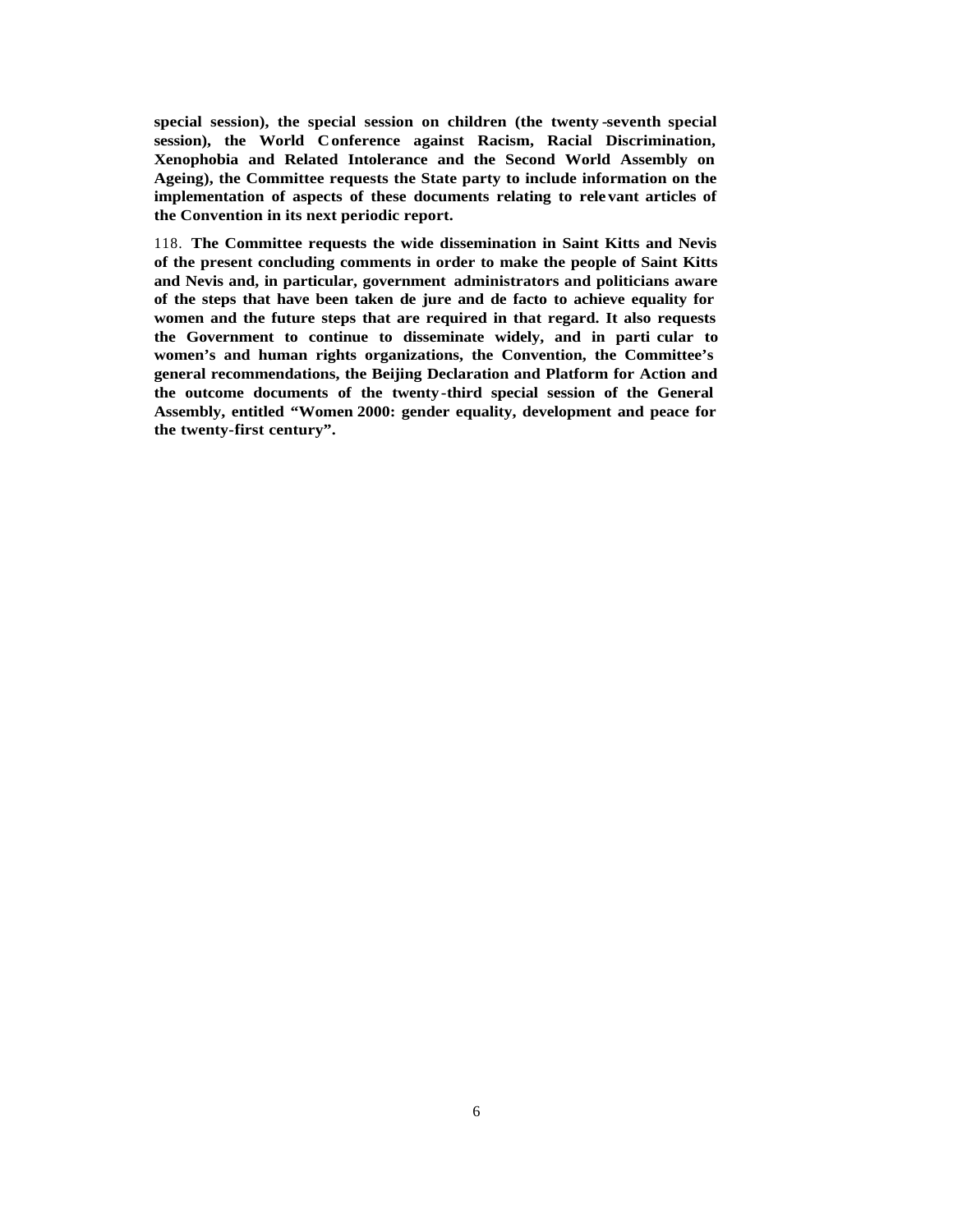**special session), the special session on children (the twenty-seventh special session), the World Conference against Racism, Racial Discrimination, Xenophobia and Related Intolerance and the Second World Assembly on Ageing), the Committee requests the State party to include information on the implementation of aspects of these documents relating to relevant articles of the Convention in its next periodic report.**

118. **The Committee requests the wide dissemination in Saint Kitts and Nevis of the present concluding comments in order to make the people of Saint Kitts and Nevis and, in particular, government administrators and politicians aware of the steps that have been taken de jure and de facto to achieve equality for women and the future steps that are required in that regard. It also requests the Government to continue to disseminate widely, and in particular to women's and human rights organizations, the Convention, the Committee's general recommendations, the Beijing Declaration and Platform for Action and the outcome documents of the twenty-third special session of the General Assembly, entitled "Women 2000: gender equality, development and peace for the twenty-first century".**